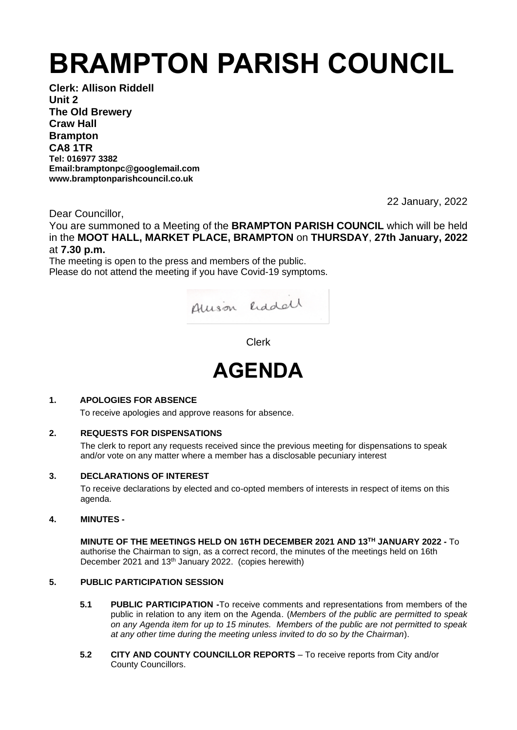# BRAMPTON PARISH COUNCIL

**Clerk: Allison Riddell**
**Unit 2**
**The Old Brewery**
**Craw Hall**
**Brampton**
**CA8 1TR**
**Tel: 016977 3382**
**Email:bramptonpc@googlemail.com**
**www.bramptonparishcouncil.co.uk**

22 January, 2022

Dear Councillor,

You are summoned to a Meeting of the **BRAMPTON PARISH COUNCIL** which will be held in the **MOOT HALL, MARKET PLACE, BRAMPTON** on **THURSDAY**, **27th January, 2022** at **7.30 p.m.**

The meeting is open to the press and members of the public.
Please do not attend the meeting if you have Covid-19 symptoms.

Allison Riddell

Clerk

# AGENDA

**1. APOLOGIES FOR ABSENCE**

To receive apologies and approve reasons for absence.

**2. REQUESTS FOR DISPENSATIONS**

The clerk to report any requests received since the previous meeting for dispensations to speak and/or vote on any matter where a member has a disclosable pecuniary interest

**3. DECLARATIONS OF INTEREST**

To receive declarations by elected and co-opted members of interests in respect of items on this agenda.

**4. MINUTES -**

**MINUTE OF THE MEETINGS HELD ON 16TH DECEMBER 2021 AND 13TH JANUARY 2022 -** To authorise the Chairman to sign, as a correct record, the minutes of the meetings held on 16th December 2021 and 13th January 2022. (copies herewith)

**5. PUBLIC PARTICIPATION SESSION**

**5.1 PUBLIC PARTICIPATION -** To receive comments and representations from members of the public in relation to any item on the Agenda. (*Members of the public are permitted to speak on any Agenda item for up to 15 minutes. Members of the public are not permitted to speak at any other time during the meeting unless invited to do so by the Chairman*).

**5.2 CITY AND COUNTY COUNCILLOR REPORTS** – To receive reports from City and/or County Councillors.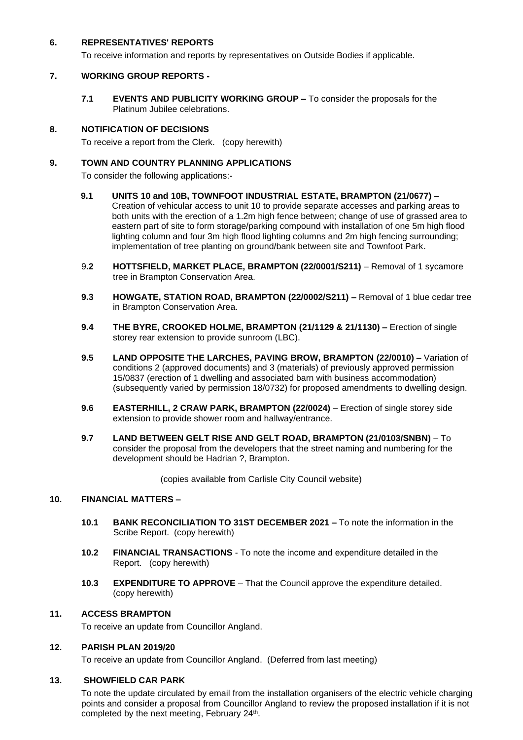## 6. REPRESENTATIVES' REPORTS

To receive information and reports by representatives on Outside Bodies if applicable.

## 7. WORKING GROUP REPORTS -

**7.1 EVENTS AND PUBLICITY WORKING GROUP –** To consider the proposals for the Platinum Jubilee celebrations.

## 8. NOTIFICATION OF DECISIONS

To receive a report from the Clerk. (copy herewith)

## 9. TOWN AND COUNTRY PLANNING APPLICATIONS

To consider the following applications:-

**9.1 UNITS 10 and 10B, TOWNFOOT INDUSTRIAL ESTATE, BRAMPTON (21/0677)** – Creation of vehicular access to unit 10 to provide separate accesses and parking areas to both units with the erection of a 1.2m high fence between; change of use of grassed area to eastern part of site to form storage/parking compound with installation of one 5m high flood lighting column and four 3m high flood lighting columns and 2m high fencing surrounding; implementation of tree planting on ground/bank between site and Townfoot Park.

**9.2 HOTTSFIELD, MARKET PLACE, BRAMPTON (22/0001/S211)** – Removal of 1 sycamore tree in Brampton Conservation Area.

**9.3 HOWGATE, STATION ROAD, BRAMPTON (22/0002/S211) –** Removal of 1 blue cedar tree in Brampton Conservation Area.

**9.4 THE BYRE, CROOKED HOLME, BRAMPTON (21/1129 & 21/1130) –** Erection of single storey rear extension to provide sunroom (LBC).

**9.5 LAND OPPOSITE THE LARCHES, PAVING BROW, BRAMPTON (22/0010)** – Variation of conditions 2 (approved documents) and 3 (materials) of previously approved permission 15/0837 (erection of 1 dwelling and associated barn with business accommodation) (subsequently varied by permission 18/0732) for proposed amendments to dwelling design.

**9.6 EASTERHILL, 2 CRAW PARK, BRAMPTON (22/0024)** – Erection of single storey side extension to provide shower room and hallway/entrance.

**9.7 LAND BETWEEN GELT RISE AND GELT ROAD, BRAMPTON (21/0103/SNBN)** – To consider the proposal from the developers that the street naming and numbering for the development should be Hadrian ?, Brampton.

(copies available from Carlisle City Council website)

## 10. FINANCIAL MATTERS –

**10.1 BANK RECONCILIATION TO 31ST DECEMBER 2021 –** To note the information in the Scribe Report. (copy herewith)

**10.2 FINANCIAL TRANSACTIONS** - To note the income and expenditure detailed in the Report. (copy herewith)

**10.3 EXPENDITURE TO APPROVE** – That the Council approve the expenditure detailed. (copy herewith)

## 11. ACCESS BRAMPTON

To receive an update from Councillor Angland.

## 12. PARISH PLAN 2019/20

To receive an update from Councillor Angland. (Deferred from last meeting)

## 13. SHOWFIELD CAR PARK

To note the update circulated by email from the installation organisers of the electric vehicle charging points and consider a proposal from Councillor Angland to review the proposed installation if it is not completed by the next meeting, February 24th.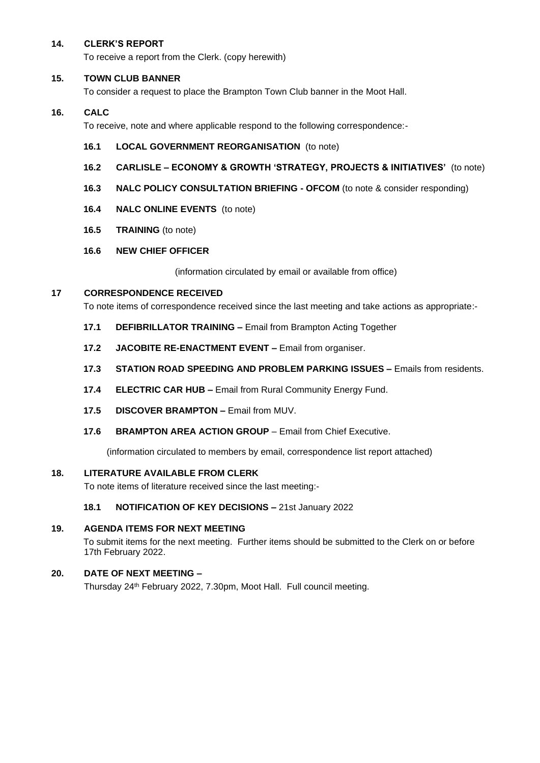## 14. CLERK'S REPORT

To receive a report from the Clerk. (copy herewith)

## 15. TOWN CLUB BANNER

To consider a request to place the Brampton Town Club banner in the Moot Hall.

## 16. CALC

To receive, note and where applicable respond to the following correspondence:-

**16.1 LOCAL GOVERNMENT REORGANISATION** (to note)

**16.2 CARLISLE – ECONOMY & GROWTH 'STRATEGY, PROJECTS & INITIATIVES'** (to note)

**16.3 NALC POLICY CONSULTATION BRIEFING - OFCOM** (to note & consider responding)

**16.4 NALC ONLINE EVENTS** (to note)

**16.5 TRAINING** (to note)

**16.6 NEW CHIEF OFFICER**

(information circulated by email or available from office)

## 17 CORRESPONDENCE RECEIVED

To note items of correspondence received since the last meeting and take actions as appropriate:-

**17.1 DEFIBRILLATOR TRAINING –** Email from Brampton Acting Together

**17.2 JACOBITE RE-ENACTMENT EVENT –** Email from organiser.

**17.3 STATION ROAD SPEEDING AND PROBLEM PARKING ISSUES –** Emails from residents.

**17.4 ELECTRIC CAR HUB –** Email from Rural Community Energy Fund.

**17.5 DISCOVER BRAMPTON –** Email from MUV.

**17.6 BRAMPTON AREA ACTION GROUP** – Email from Chief Executive.

(information circulated to members by email, correspondence list report attached)

## 18. LITERATURE AVAILABLE FROM CLERK

To note items of literature received since the last meeting:-

**18.1 NOTIFICATION OF KEY DECISIONS –** 21st January 2022

## 19. AGENDA ITEMS FOR NEXT MEETING

To submit items for the next meeting. Further items should be submitted to the Clerk on or before 17th February 2022.

## 20. DATE OF NEXT MEETING –

Thursday 24th February 2022, 7.30pm, Moot Hall. Full council meeting.